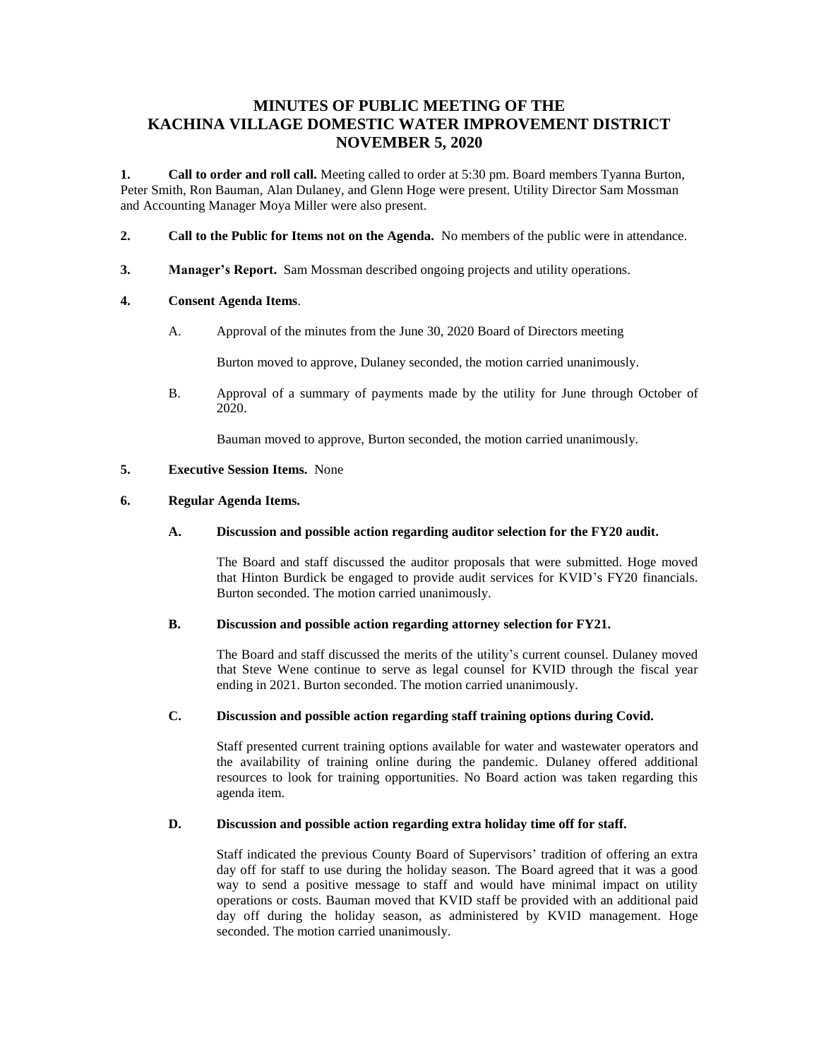# MINUTES OF PUBLIC MEETING OF THE KACHINA VILLAGE DOMESTIC WATER IMPROVEMENT DISTRICT NOVEMBER 5, 2020

**1. Call to order and roll call.** Meeting called to order at 5:30 pm. Board members Tyanna Burton, Peter Smith, Ron Bauman, Alan Dulaney, and Glenn Hoge were present. Utility Director Sam Mossman and Accounting Manager Moya Miller were also present.

**2. Call to the Public for Items not on the Agenda.** No members of the public were in attendance.

**3. Manager's Report.** Sam Mossman described ongoing projects and utility operations.

**4. Consent Agenda Items**.

A. Approval of the minutes from the June 30, 2020 Board of Directors meeting

Burton moved to approve, Dulaney seconded, the motion carried unanimously.

B. Approval of a summary of payments made by the utility for June through October of 2020.

Bauman moved to approve, Burton seconded, the motion carried unanimously.

**5. Executive Session Items.** None

**6. Regular Agenda Items.**

**A. Discussion and possible action regarding auditor selection for the FY20 audit.**

The Board and staff discussed the auditor proposals that were submitted. Hoge moved that Hinton Burdick be engaged to provide audit services for KVID's FY20 financials. Burton seconded. The motion carried unanimously.

**B. Discussion and possible action regarding attorney selection for FY21.**

The Board and staff discussed the merits of the utility's current counsel. Dulaney moved that Steve Wene continue to serve as legal counsel for KVID through the fiscal year ending in 2021. Burton seconded. The motion carried unanimously.

**C. Discussion and possible action regarding staff training options during Covid.**

Staff presented current training options available for water and wastewater operators and the availability of training online during the pandemic. Dulaney offered additional resources to look for training opportunities. No Board action was taken regarding this agenda item.

**D. Discussion and possible action regarding extra holiday time off for staff.**

Staff indicated the previous County Board of Supervisors' tradition of offering an extra day off for staff to use during the holiday season. The Board agreed that it was a good way to send a positive message to staff and would have minimal impact on utility operations or costs. Bauman moved that KVID staff be provided with an additional paid day off during the holiday season, as administered by KVID management. Hoge seconded. The motion carried unanimously.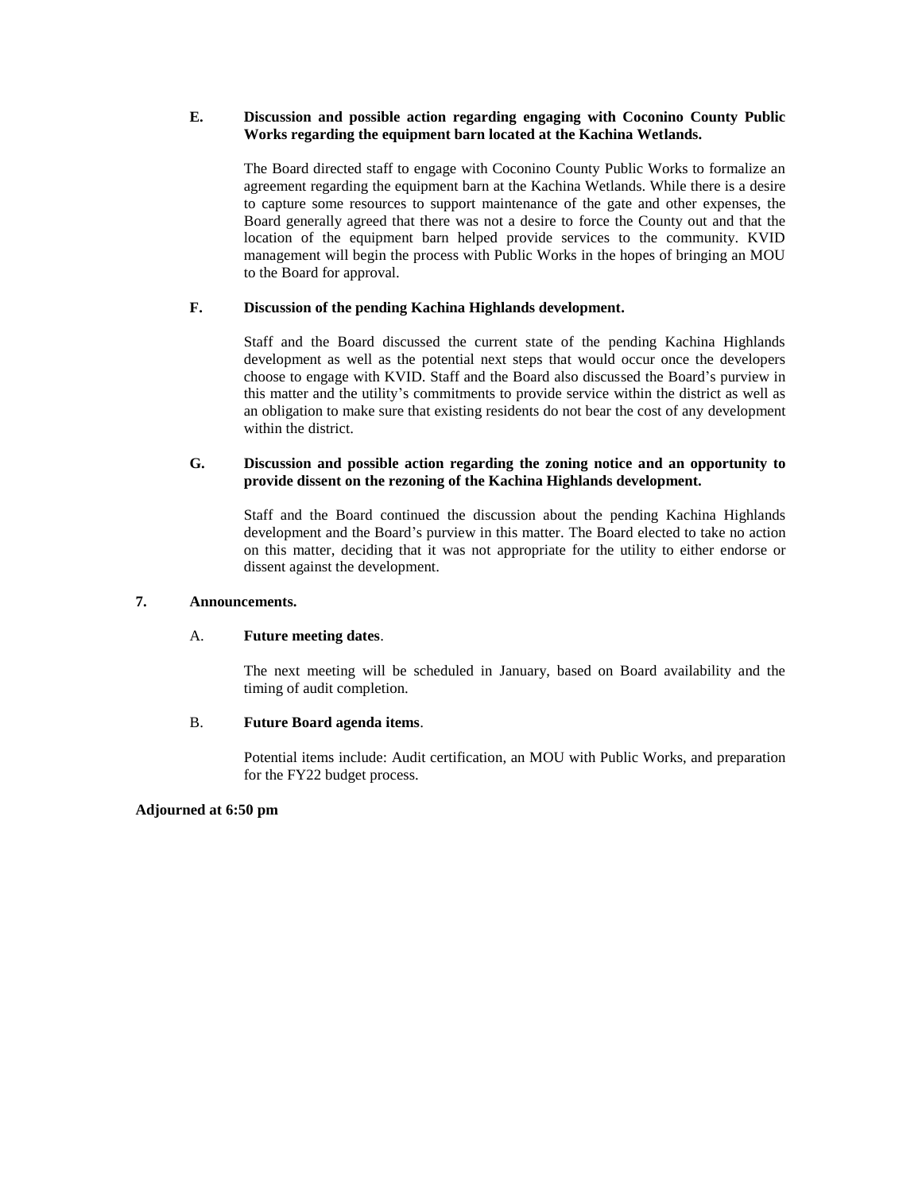**E. Discussion and possible action regarding engaging with Coconino County Public Works regarding the equipment barn located at the Kachina Wetlands.**

The Board directed staff to engage with Coconino County Public Works to formalize an agreement regarding the equipment barn at the Kachina Wetlands. While there is a desire to capture some resources to support maintenance of the gate and other expenses, the Board generally agreed that there was not a desire to force the County out and that the location of the equipment barn helped provide services to the community. KVID management will begin the process with Public Works in the hopes of bringing an MOU to the Board for approval.

**F. Discussion of the pending Kachina Highlands development.**

Staff and the Board discussed the current state of the pending Kachina Highlands development as well as the potential next steps that would occur once the developers choose to engage with KVID. Staff and the Board also discussed the Board's purview in this matter and the utility's commitments to provide service within the district as well as an obligation to make sure that existing residents do not bear the cost of any development within the district.

**G. Discussion and possible action regarding the zoning notice and an opportunity to provide dissent on the rezoning of the Kachina Highlands development.**

Staff and the Board continued the discussion about the pending Kachina Highlands development and the Board's purview in this matter. The Board elected to take no action on this matter, deciding that it was not appropriate for the utility to either endorse or dissent against the development.

**7. Announcements.**

A. **Future meeting dates**.

The next meeting will be scheduled in January, based on Board availability and the timing of audit completion.

B. **Future Board agenda items**.

Potential items include: Audit certification, an MOU with Public Works, and preparation for the FY22 budget process.

**Adjourned at 6:50 pm**